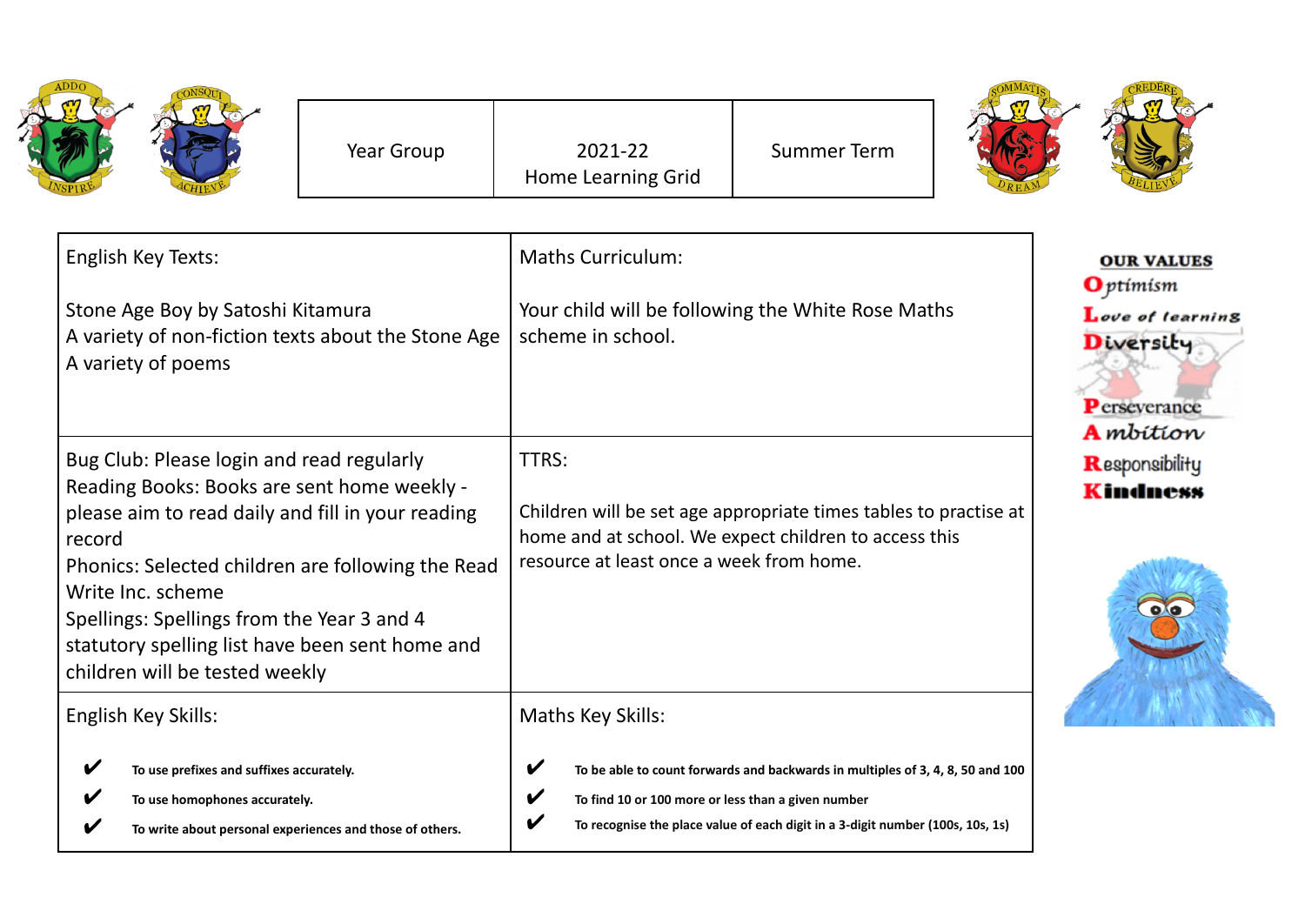| Year Group | 2021-22 Home Learning Grid | Summer Term |
|---|---|---|

| English Key Texts: | Maths Curriculum: |
|---|---|
| Stone Age Boy by Satoshi Kitamura<br>A variety of non-fiction texts about the Stone Age<br>A variety of poems | Your child will be following the White Rose Maths scheme in school. |
| Bug Club: Please login and read regularly<br>Reading Books: Books are sent home weekly - please aim to read daily and fill in your reading record<br>Phonics: Selected children are following the Read Write Inc. scheme<br>Spellings: Spellings from the Year 3 and 4 statutory spelling list have been sent home and children will be tested weekly | TTRS:<br><br>Children will be set age appropriate times tables to practise at home and at school. We expect children to access this resource at least once a week from home. |
| English Key Skills:<br><br>✔ **To use prefixes and suffixes accurately.**<br>✔ **To use homophones accurately.**<br>✔ **To write about personal experiences and those of others.** | Maths Key Skills:<br><br>✔ **To be able to count forwards and backwards in multiples of 3, 4, 8, 50 and 100**<br>✔ **To find 10 or 100 more or less than a given number**<br>✔ **To recognise the place value of each digit in a 3-digit number (100s, 10s, 1s)** |

**OUR VALUES**

**O**ptimism
**L**ove of learning
**D**iversity
**P**erseverance
**A**mbition
**R**esponsibility
**K**indness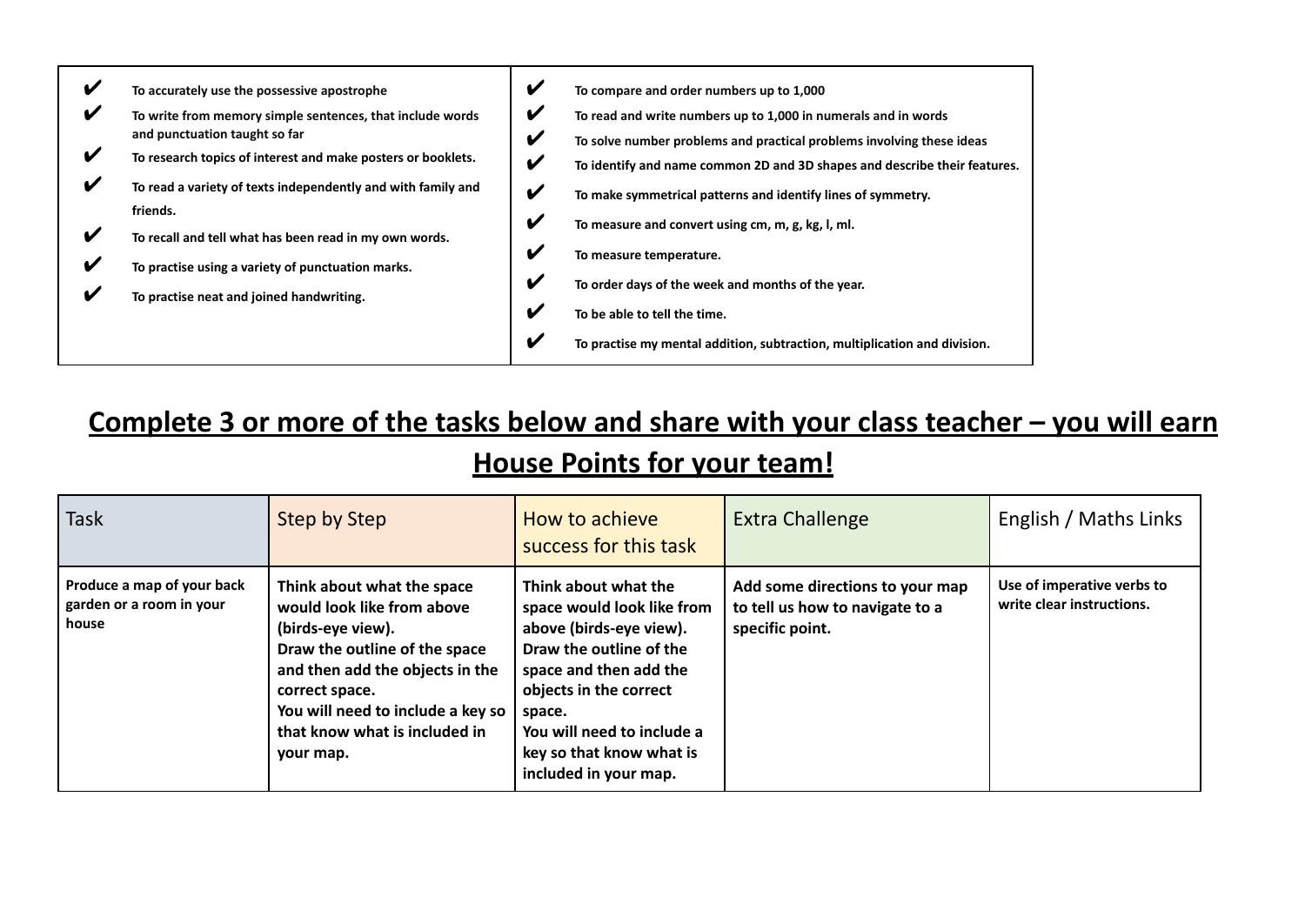- ✔ To accurately use the possessive apostrophe
- ✔ To write from memory simple sentences, that include words and punctuation taught so far
- ✔ To research topics of interest and make posters or booklets.
- ✔ To read a variety of texts independently and with family and friends.
- ✔ To recall and tell what has been read in my own words.
- ✔ To practise using a variety of punctuation marks.
- ✔ To practise neat and joined handwriting.

- ✔ To compare and order numbers up to 1,000
- ✔ To read and write numbers up to 1,000 in numerals and in words
- ✔ To solve number problems and practical problems involving these ideas
- ✔ To identify and name common 2D and 3D shapes and describe their features.
- ✔ To make symmetrical patterns and identify lines of symmetry.
- ✔ To measure and convert using cm, m, g, kg, l, ml.
- ✔ To measure temperature.
- ✔ To order days of the week and months of the year.
- ✔ To be able to tell the time.
- ✔ To practise my mental addition, subtraction, multiplication and division.

## Complete 3 or more of the tasks below and share with your class teacher – you will earn House Points for your team!

| Task | Step by Step | How to achieve success for this task | Extra Challenge | English / Maths Links |
|---|---|---|---|---|
| **Produce a map of your back garden or a room in your house** | **Think about what the space would look like from above (birds-eye view).<br>Draw the outline of the space and then add the objects in the correct space.<br>You will need to include a key so that know what is included in your map.** | **Think about what the space would look like from above (birds-eye view).<br>Draw the outline of the space and then add the objects in the correct space.<br>You will need to include a key so that know what is included in your map.** | **Add some directions to your map to tell us how to navigate to a specific point.** | **Use of imperative verbs to write clear instructions.** |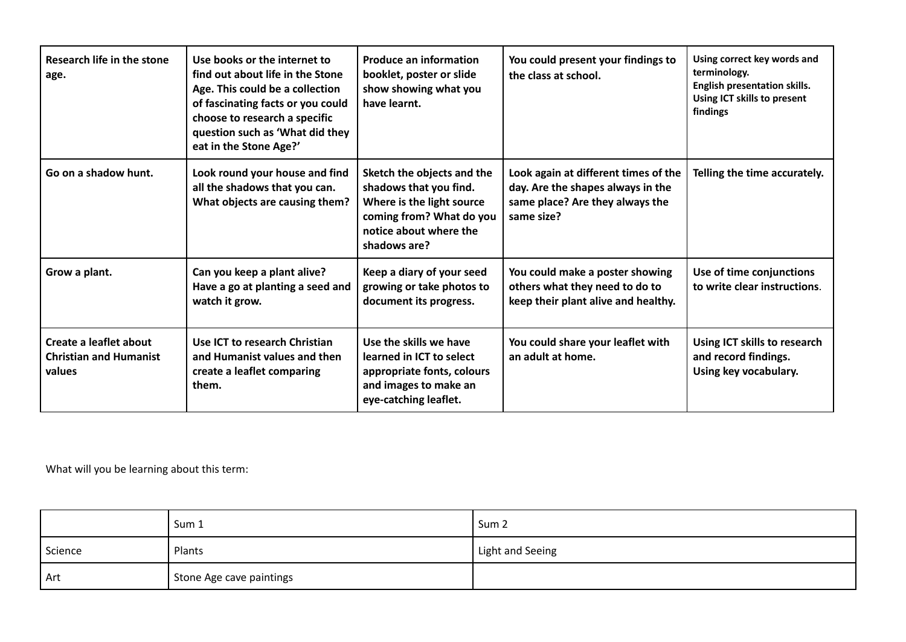| **Research life in the stone age.** | **Use books or the internet to find out about life in the Stone Age. This could be a collection of fascinating facts or you could choose to research a specific question such as 'What did they eat in the Stone Age?'** | **Produce an information booklet, poster or slide show showing what you have learnt.** | **You could present your findings to the class at school.** | **Using correct key words and terminology. English presentation skills. Using ICT skills to present findings** |
|---|---|---|---|---|
| **Go on a shadow hunt.** | **Look round your house and find all the shadows that you can. What objects are causing them?** | **Sketch the objects and the shadows that you find. Where is the light source coming from? What do you notice about where the shadows are?** | **Look again at different times of the day. Are the shapes always in the same place? Are they always the same size?** | **Telling the time accurately.** |
| **Grow a plant.** | **Can you keep a plant alive? Have a go at planting a seed and watch it grow.** | **Keep a diary of your seed growing or take photos to document its progress.** | **You could make a poster showing others what they need to do to keep their plant alive and healthy.** | **Use of time conjunctions to write clear instructions**. |
| **Create a leaflet about Christian and Humanist values** | **Use ICT to research Christian and Humanist values and then create a leaflet comparing them.** | **Use the skills we have learned in ICT to select appropriate fonts, colours and images to make an eye-catching leaflet.** | **You could share your leaflet with an adult at home.** | **Using ICT skills to research and record findings. Using key vocabulary.** |

What will you be learning about this term:

| | Sum 1 | Sum 2 |
|---|---|---|
| Science | Plants | Light and Seeing |
| Art | Stone Age cave paintings | |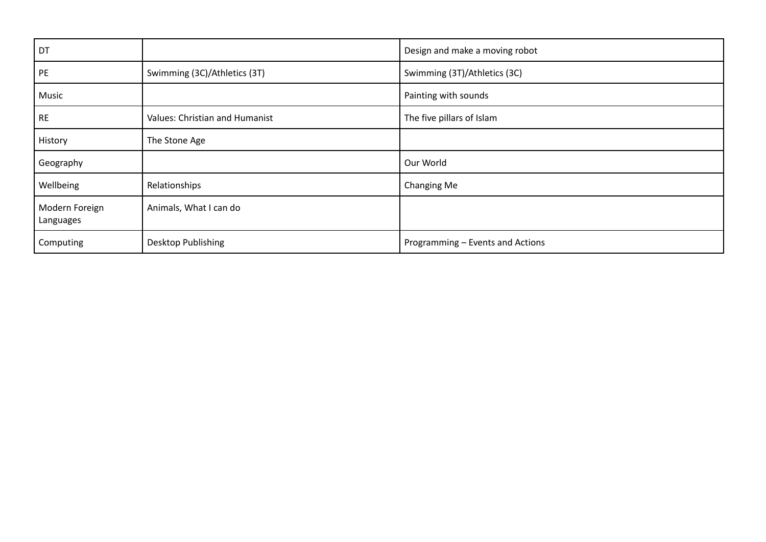| | | |
|---|---|---|
| DT | | Design and make a moving robot |
| PE | Swimming (3C)/Athletics (3T) | Swimming (3T)/Athletics (3C) |
| Music | | Painting with sounds |
| RE | Values: Christian and Humanist | The five pillars of Islam |
| History | The Stone Age | |
| Geography | | Our World |
| Wellbeing | Relationships | Changing Me |
| Modern Foreign Languages | Animals, What I can do | |
| Computing | Desktop Publishing | Programming – Events and Actions |